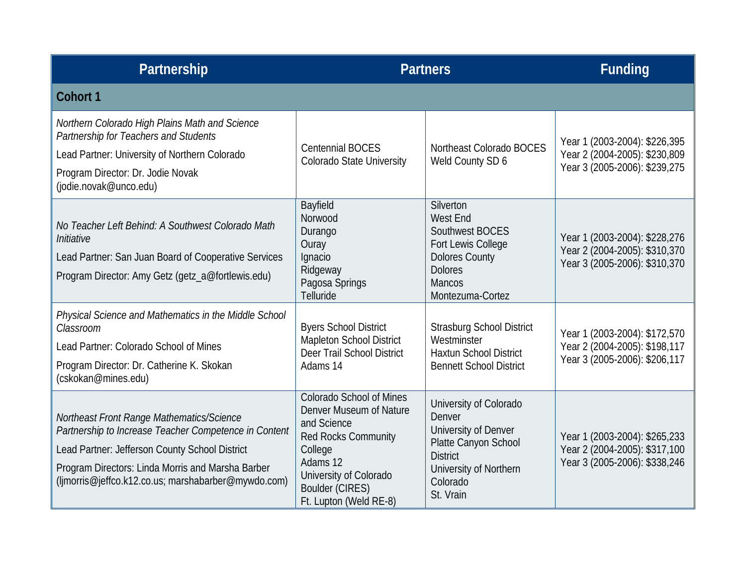| Partnership | Partners | | Funding |
|---|---|---|---|
| **Cohort 1** | | | |
| *Northern Colorado High Plains Math and Science Partnership for Teachers and Students*<br>Lead Partner: University of Northern Colorado<br>Program Director: Dr. Jodie Novak (jodie.novak@unco.edu) | Centennial BOCES<br>Colorado State University | Northeast Colorado BOCES<br>Weld County SD 6 | Year 1 (2003-2004): $226,395<br>Year 2 (2004-2005): $230,809<br>Year 3 (2005-2006): $239,275 |
| *No Teacher Left Behind: A Southwest Colorado Math Initiative*<br>Lead Partner: San Juan Board of Cooperative Services<br>Program Director: Amy Getz (getz_a@fortlewis.edu) | Bayfield<br>Norwood<br>Durango<br>Ouray<br>Ignacio<br>Ridgeway<br>Pagosa Springs<br>Telluride | Silverton<br>West End<br>Southwest BOCES<br>Fort Lewis College<br>Dolores County<br>Dolores<br>Mancos<br>Montezuma-Cortez | Year 1 (2003-2004): $228,276<br>Year 2 (2004-2005): $310,370<br>Year 3 (2005-2006): $310,370 |
| *Physical Science and Mathematics in the Middle School Classroom*<br>Lead Partner: Colorado School of Mines<br>Program Director: Dr. Catherine K. Skokan (cskokan@mines.edu) | Byers School District<br>Mapleton School District<br>Deer Trail School District<br>Adams 14 | Strasburg School District<br>Westminster<br>Haxtun School District<br>Bennett School District | Year 1 (2003-2004): $172,570<br>Year 2 (2004-2005): $198,117<br>Year 3 (2005-2006): $206,117 |
| *Northeast Front Range Mathematics/Science Partnership to Increase Teacher Competence in Content*<br>Lead Partner: Jefferson County School District<br>Program Directors: Linda Morris and Marsha Barber (ljmorris@jeffco.k12.co.us; marshabarber@mywdo.com) | Colorado School of Mines<br>Denver Museum of Nature and Science<br>Red Rocks Community College<br>Adams 12<br>University of Colorado Boulder (CIRES)<br>Ft. Lupton (Weld RE-8) | University of Colorado Denver<br>University of Denver<br>Platte Canyon School District<br>University of Northern Colorado<br>St. Vrain | Year 1 (2003-2004): $265,233<br>Year 2 (2004-2005): $317,100<br>Year 3 (2005-2006): $338,246 |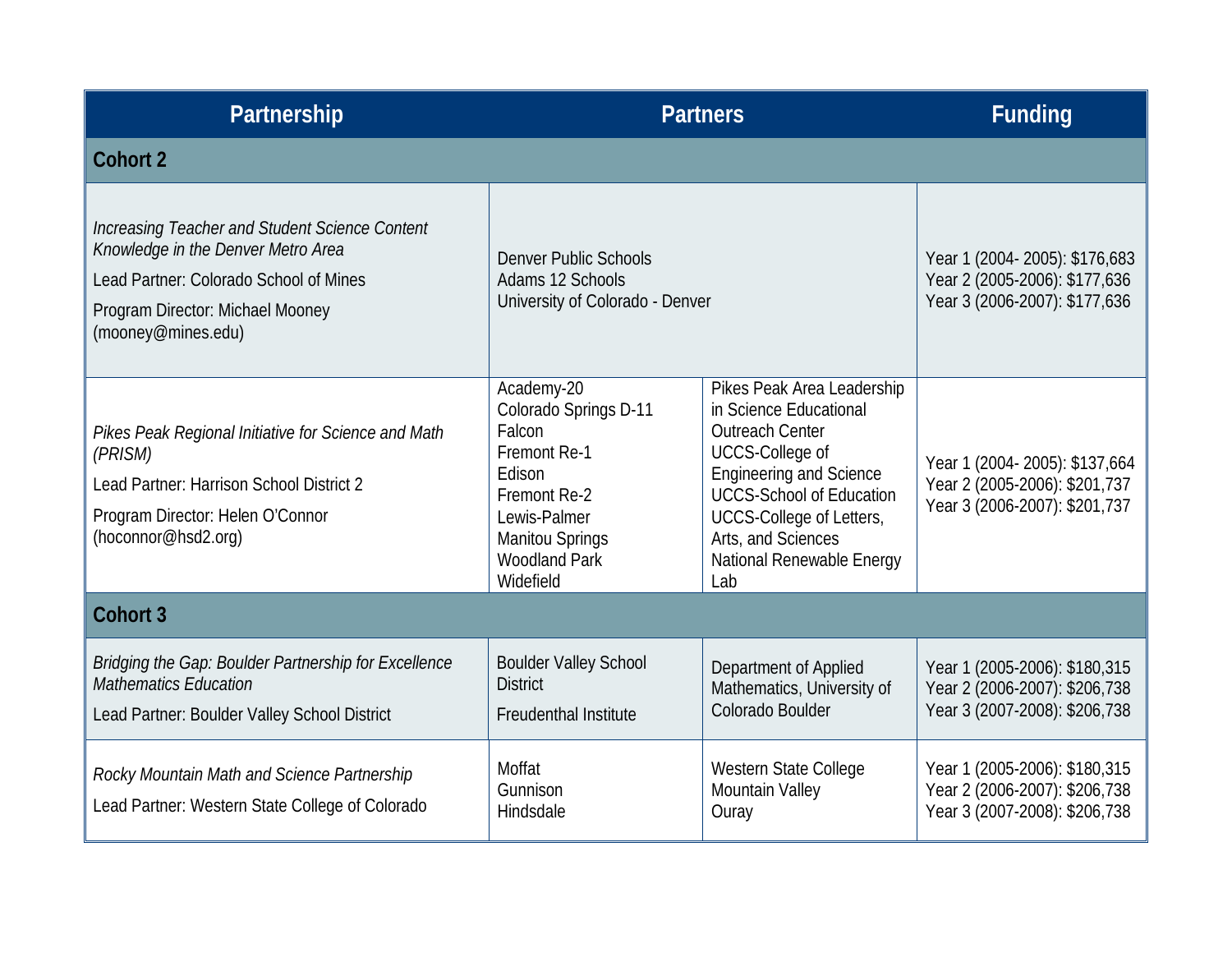| Partnership | Partners | | Funding |
|---|---|---|---|
| **Cohort 2** | | | |
| *Increasing Teacher and Student Science Content Knowledge in the Denver Metro Area*<br>Lead Partner: Colorado School of Mines<br>Program Director: Michael Mooney (mooney@mines.edu) | Denver Public Schools<br>Adams 12 Schools<br>University of Colorado - Denver | | Year 1 (2004- 2005): $176,683<br>Year 2 (2005-2006): $177,636<br>Year 3 (2006-2007): $177,636 |
| *Pikes Peak Regional Initiative for Science and Math (PRISM)*<br>Lead Partner: Harrison School District 2<br>Program Director: Helen O'Connor (hoconnor@hsd2.org) | Academy-20<br>Colorado Springs D-11<br>Falcon<br>Fremont Re-1<br>Edison<br>Fremont Re-2<br>Lewis-Palmer<br>Manitou Springs<br>Woodland Park<br>Widefield | Pikes Peak Area Leadership in Science Educational Outreach Center<br>UCCS-College of Engineering and Science<br>UCCS-School of Education<br>UCCS-College of Letters, Arts, and Sciences<br>National Renewable Energy Lab | Year 1 (2004- 2005): $137,664<br>Year 2 (2005-2006): $201,737<br>Year 3 (2006-2007): $201,737 |
| **Cohort 3** | | | |
| *Bridging the Gap: Boulder Partnership for Excellence Mathematics Education*<br>Lead Partner: Boulder Valley School District | Boulder Valley School District<br>Freudenthal Institute | Department of Applied Mathematics, University of Colorado Boulder | Year 1 (2005-2006): $180,315<br>Year 2 (2006-2007): $206,738<br>Year 3 (2007-2008): $206,738 |
| *Rocky Mountain Math and Science Partnership*<br>Lead Partner: Western State College of Colorado | Moffat<br>Gunnison<br>Hindsdale | Western State College<br>Mountain Valley<br>Ouray | Year 1 (2005-2006): $180,315<br>Year 2 (2006-2007): $206,738<br>Year 3 (2007-2008): $206,738 |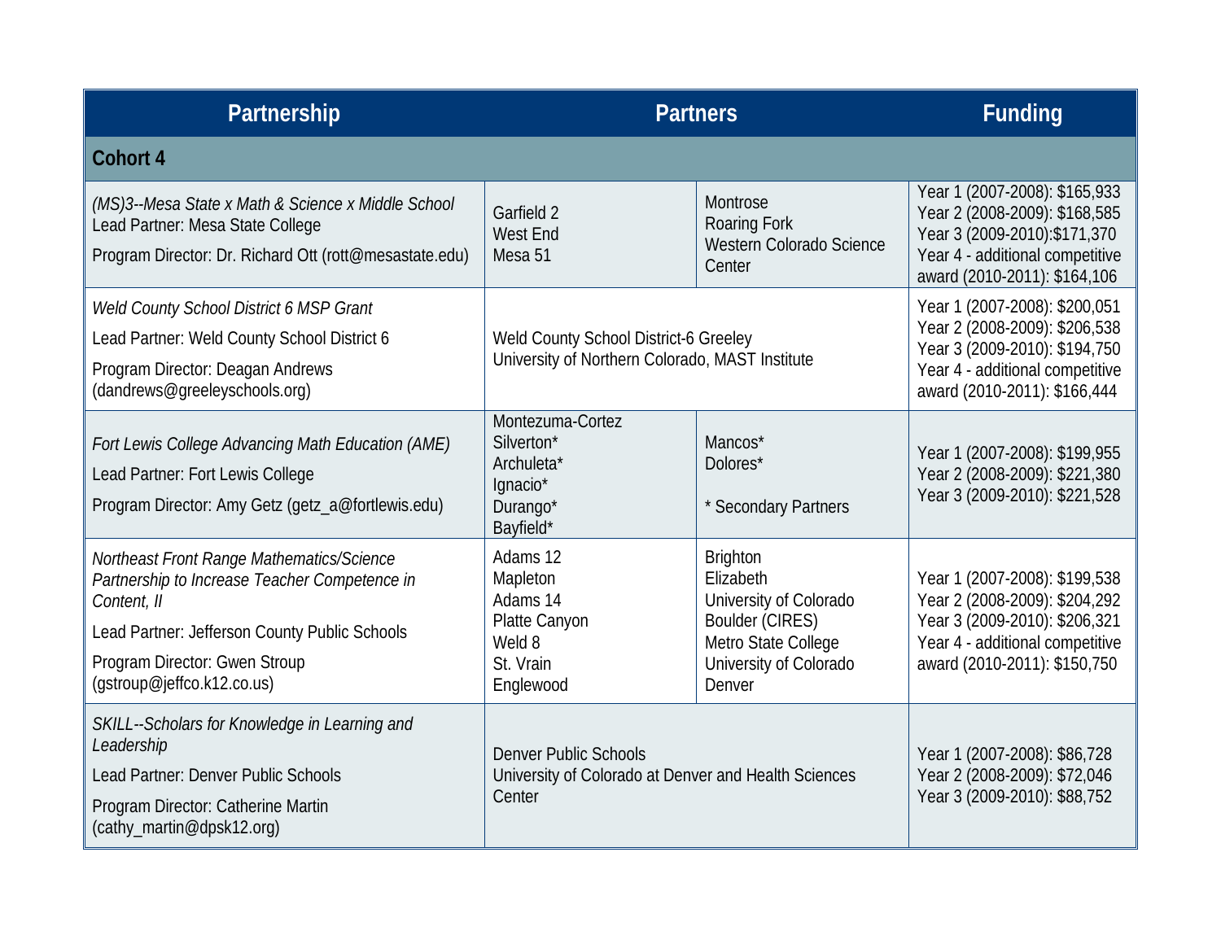| Partnership | Partners | | Funding |
|---|---|---|---|
| **Cohort 4** | | | |
| *(MS)3--Mesa State x Math & Science x Middle School*<br>Lead Partner: Mesa State College<br>Program Director: Dr. Richard Ott (rott@mesastate.edu) | Garfield 2<br>West End<br>Mesa 51 | Montrose<br>Roaring Fork<br>Western Colorado Science Center | Year 1 (2007-2008): $165,933<br>Year 2 (2008-2009): $168,585<br>Year 3 (2009-2010):$171,370<br>Year 4 - additional competitive award (2010-2011): $164,106 |
| *Weld County School District 6 MSP Grant*<br>Lead Partner: Weld County School District 6<br>Program Director: Deagan Andrews (dandrews@greeleyschools.org) | Weld County School District-6 Greeley<br>University of Northern Colorado, MAST Institute | | Year 1 (2007-2008): $200,051<br>Year 2 (2008-2009): $206,538<br>Year 3 (2009-2010): $194,750<br>Year 4 - additional competitive award (2010-2011): $166,444 |
| *Fort Lewis College Advancing Math Education (AME)*<br>Lead Partner: Fort Lewis College<br>Program Director: Amy Getz (getz_a@fortlewis.edu) | Montezuma-Cortez<br>Silverton*<br>Archuleta*<br>Ignacio*<br>Durango*<br>Bayfield* | Mancos*<br>Dolores*<br><br>* Secondary Partners | Year 1 (2007-2008): $199,955<br>Year 2 (2008-2009): $221,380<br>Year 3 (2009-2010): $221,528 |
| *Northeast Front Range Mathematics/Science Partnership to Increase Teacher Competence in Content, II*<br>Lead Partner: Jefferson County Public Schools<br>Program Director: Gwen Stroup (gstroup@jeffco.k12.co.us) | Adams 12<br>Mapleton<br>Adams 14<br>Platte Canyon<br>Weld 8<br>St. Vrain<br>Englewood | Brighton<br>Elizabeth<br>University of Colorado Boulder (CIRES)<br>Metro State College<br>University of Colorado Denver | Year 1 (2007-2008): $199,538<br>Year 2 (2008-2009): $204,292<br>Year 3 (2009-2010): $206,321<br>Year 4 - additional competitive award (2010-2011): $150,750 |
| *SKILL--Scholars for Knowledge in Learning and Leadership*<br>Lead Partner: Denver Public Schools<br>Program Director: Catherine Martin (cathy_martin@dpsk12.org) | Denver Public Schools<br>University of Colorado at Denver and Health Sciences Center | | Year 1 (2007-2008): $86,728<br>Year 2 (2008-2009): $72,046<br>Year 3 (2009-2010): $88,752 |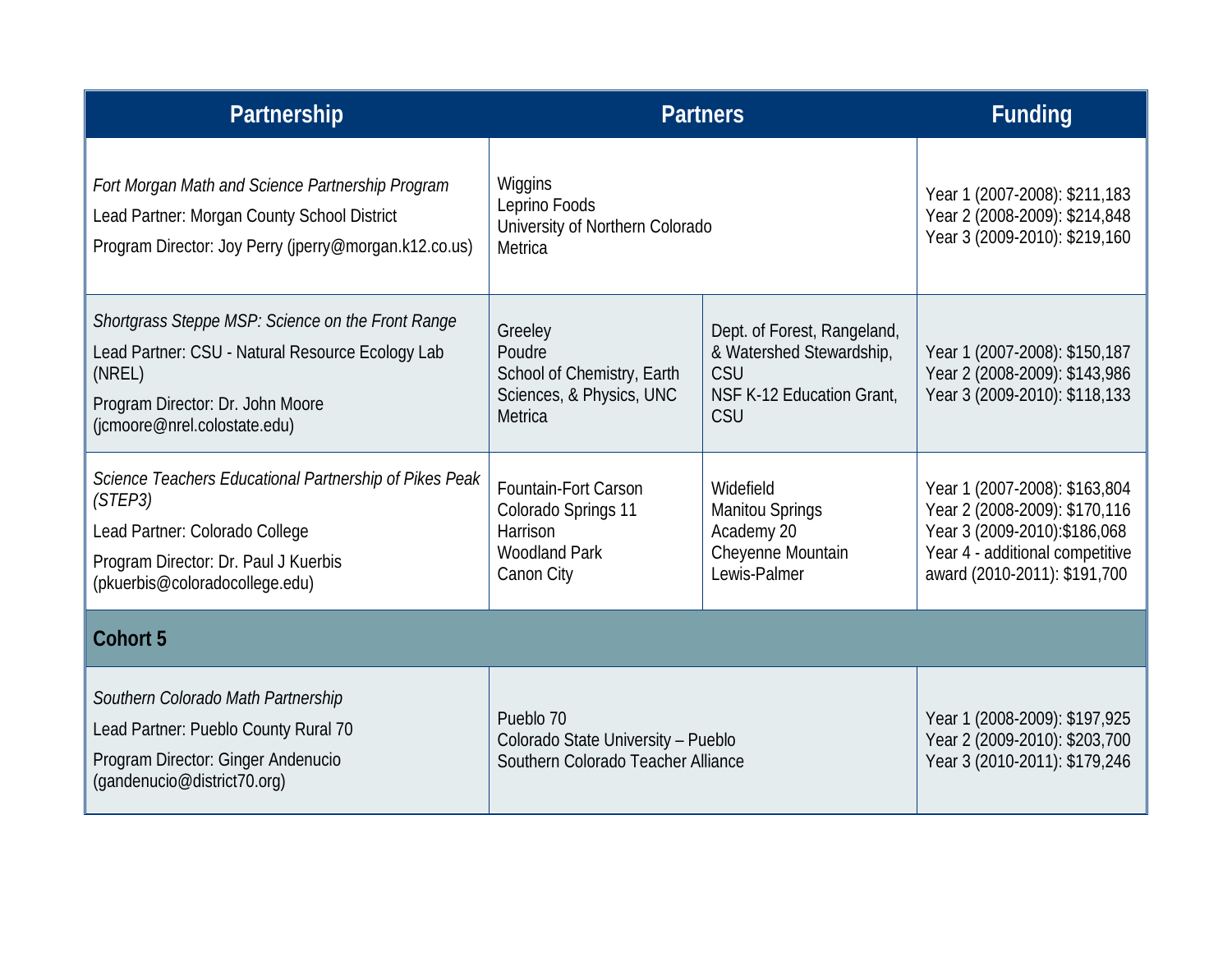| Partnership | Partners | | Funding |
|---|---|---|---|
| *Fort Morgan Math and Science Partnership Program*<br>Lead Partner: Morgan County School District<br>Program Director: Joy Perry (jperry@morgan.k12.co.us) | Wiggins<br>Leprino Foods<br>University of Northern Colorado<br>Metrica | | Year 1 (2007-2008): $211,183<br>Year 2 (2008-2009): $214,848<br>Year 3 (2009-2010): $219,160 |
| *Shortgrass Steppe MSP: Science on the Front Range*<br>Lead Partner: CSU - Natural Resource Ecology Lab (NREL)<br>Program Director: Dr. John Moore (jcmoore@nrel.colostate.edu) | Greeley<br>Poudre<br>School of Chemistry, Earth Sciences, & Physics, UNC<br>Metrica | Dept. of Forest, Rangeland, & Watershed Stewardship, CSU<br>NSF K-12 Education Grant, CSU | Year 1 (2007-2008): $150,187<br>Year 2 (2008-2009): $143,986<br>Year 3 (2009-2010): $118,133 |
| *Science Teachers Educational Partnership of Pikes Peak (STEP3)*<br>Lead Partner: Colorado College<br>Program Director: Dr. Paul J Kuerbis (pkuerbis@coloradocollege.edu) | Fountain-Fort Carson<br>Colorado Springs 11<br>Harrison<br>Woodland Park<br>Canon City | Widefield<br>Manitou Springs<br>Academy 20<br>Cheyenne Mountain<br>Lewis-Palmer | Year 1 (2007-2008): $163,804<br>Year 2 (2008-2009): $170,116<br>Year 3 (2009-2010):$186,068<br>Year 4 - additional competitive award (2010-2011): $191,700 |
| **Cohort 5** | | | |
| *Southern Colorado Math Partnership*<br>Lead Partner: Pueblo County Rural 70<br>Program Director: Ginger Andenucio (gandenucio@district70.org) | Pueblo 70<br>Colorado State University – Pueblo<br>Southern Colorado Teacher Alliance | | Year 1 (2008-2009): $197,925<br>Year 2 (2009-2010): $203,700<br>Year 3 (2010-2011): $179,246 |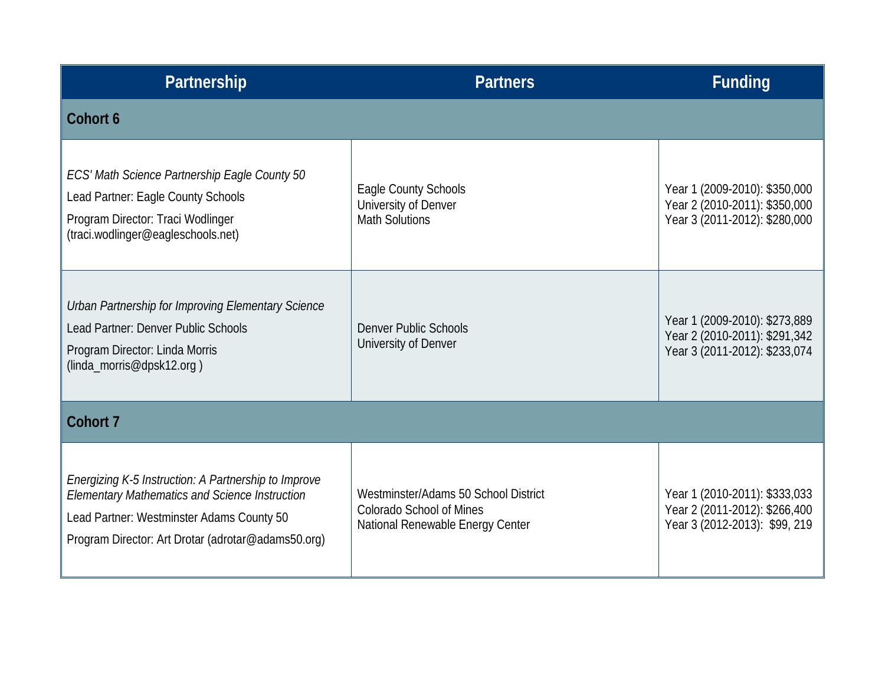| Partnership | Partners | Funding |
|---|---|---|
| **Cohort 6** | | |
| *ECS' Math Science Partnership Eagle County 50*<br>Lead Partner: Eagle County Schools<br>Program Director: Traci Wodlinger (traci.wodlinger@eagleschools.net) | Eagle County Schools<br>University of Denver<br>Math Solutions | Year 1 (2009-2010): $350,000<br>Year 2 (2010-2011): $350,000<br>Year 3 (2011-2012): $280,000 |
| *Urban Partnership for Improving Elementary Science*<br>Lead Partner: Denver Public Schools<br>Program Director: Linda Morris (linda_morris@dpsk12.org ) | Denver Public Schools<br>University of Denver | Year 1 (2009-2010): $273,889<br>Year 2 (2010-2011): $291,342<br>Year 3 (2011-2012): $233,074 |
| **Cohort 7** | | |
| *Energizing K-5 Instruction: A Partnership to Improve Elementary Mathematics and Science Instruction*<br>Lead Partner: Westminster Adams County 50<br>Program Director: Art Drotar (adrotar@adams50.org) | Westminster/Adams 50 School District<br>Colorado School of Mines<br>National Renewable Energy Center | Year 1 (2010-2011): $333,033<br>Year 2 (2011-2012): $266,400<br>Year 3 (2012-2013): $99, 219 |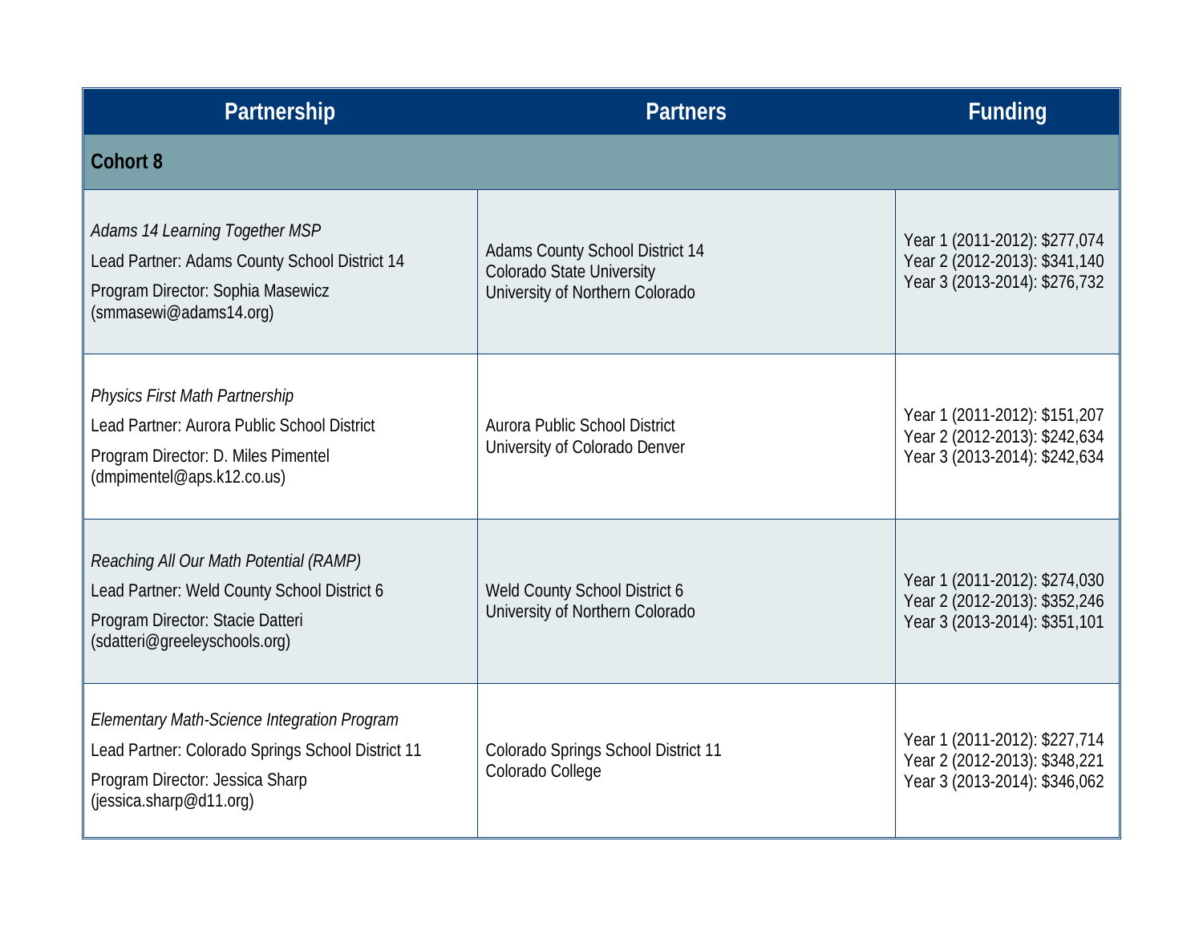| Partnership | Partners | Funding |
|---|---|---|
| **Cohort 8** | | |
| *Adams 14 Learning Together MSP*<br>Lead Partner: Adams County School District 14<br>Program Director: Sophia Masewicz (smmasewi@adams14.org) | Adams County School District 14<br>Colorado State University<br>University of Northern Colorado | Year 1 (2011-2012): $277,074<br>Year 2 (2012-2013): $341,140<br>Year 3 (2013-2014): $276,732 |
| *Physics First Math Partnership*<br>Lead Partner: Aurora Public School District<br>Program Director: D. Miles Pimentel (dmpimentel@aps.k12.co.us) | Aurora Public School District<br>University of Colorado Denver | Year 1 (2011-2012): $151,207<br>Year 2 (2012-2013): $242,634<br>Year 3 (2013-2014): $242,634 |
| *Reaching All Our Math Potential (RAMP)*<br>Lead Partner: Weld County School District 6<br>Program Director: Stacie Datteri (sdatteri@greeleyschools.org) | Weld County School District 6<br>University of Northern Colorado | Year 1 (2011-2012): $274,030<br>Year 2 (2012-2013): $352,246<br>Year 3 (2013-2014): $351,101 |
| *Elementary Math-Science Integration Program*<br>Lead Partner: Colorado Springs School District 11<br>Program Director: Jessica Sharp (jessica.sharp@d11.org) | Colorado Springs School District 11<br>Colorado College | Year 1 (2011-2012): $227,714<br>Year 2 (2012-2013): $348,221<br>Year 3 (2013-2014): $346,062 |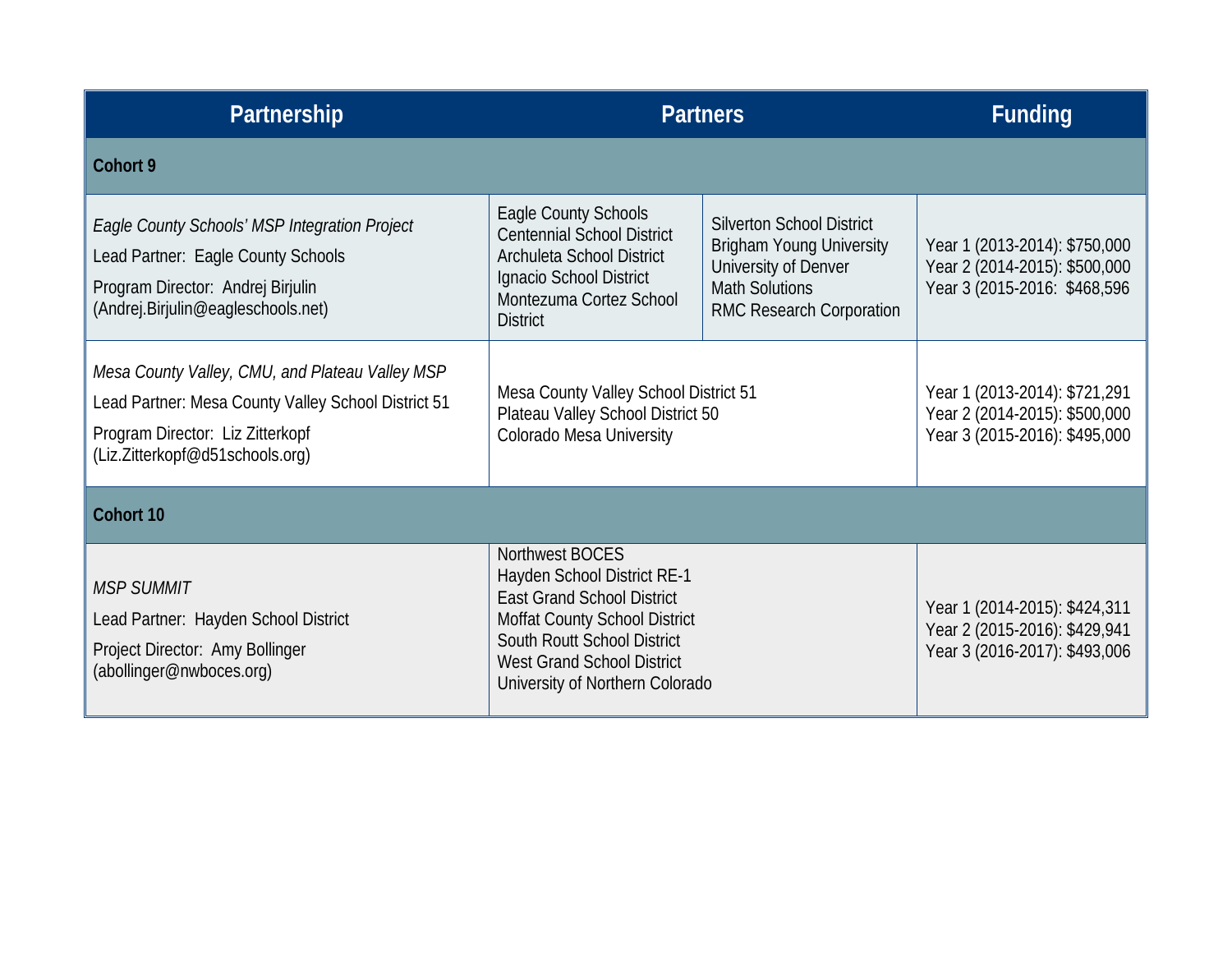| Partnership | Partners | | Funding |
|---|---|---|---|
| **Cohort 9** | | | |
| *Eagle County Schools' MSP Integration Project*<br>Lead Partner: Eagle County Schools<br>Program Director: Andrej Birjulin (Andrej.Birjulin@eagleschools.net) | Eagle County Schools<br>Centennial School District<br>Archuleta School District<br>Ignacio School District<br>Montezuma Cortez School District | Silverton School District<br>Brigham Young University<br>University of Denver<br>Math Solutions<br>RMC Research Corporation | Year 1 (2013-2014): $750,000<br>Year 2 (2014-2015): $500,000<br>Year 3 (2015-2016: $468,596 |
| *Mesa County Valley, CMU, and Plateau Valley MSP*<br>Lead Partner: Mesa County Valley School District 51<br>Program Director: Liz Zitterkopf (Liz.Zitterkopf@d51schools.org) | Mesa County Valley School District 51<br>Plateau Valley School District 50<br>Colorado Mesa University | | Year 1 (2013-2014): $721,291<br>Year 2 (2014-2015): $500,000<br>Year 3 (2015-2016): $495,000 |
| **Cohort 10** | | | |
| *MSP SUMMIT*<br>Lead Partner: Hayden School District<br>Project Director: Amy Bollinger (abollinger@nwboces.org) | Northwest BOCES<br>Hayden School District RE-1<br>East Grand School District<br>Moffat County School District<br>South Routt School District<br>West Grand School District<br>University of Northern Colorado | | Year 1 (2014-2015): $424,311<br>Year 2 (2015-2016): $429,941<br>Year 3 (2016-2017): $493,006 |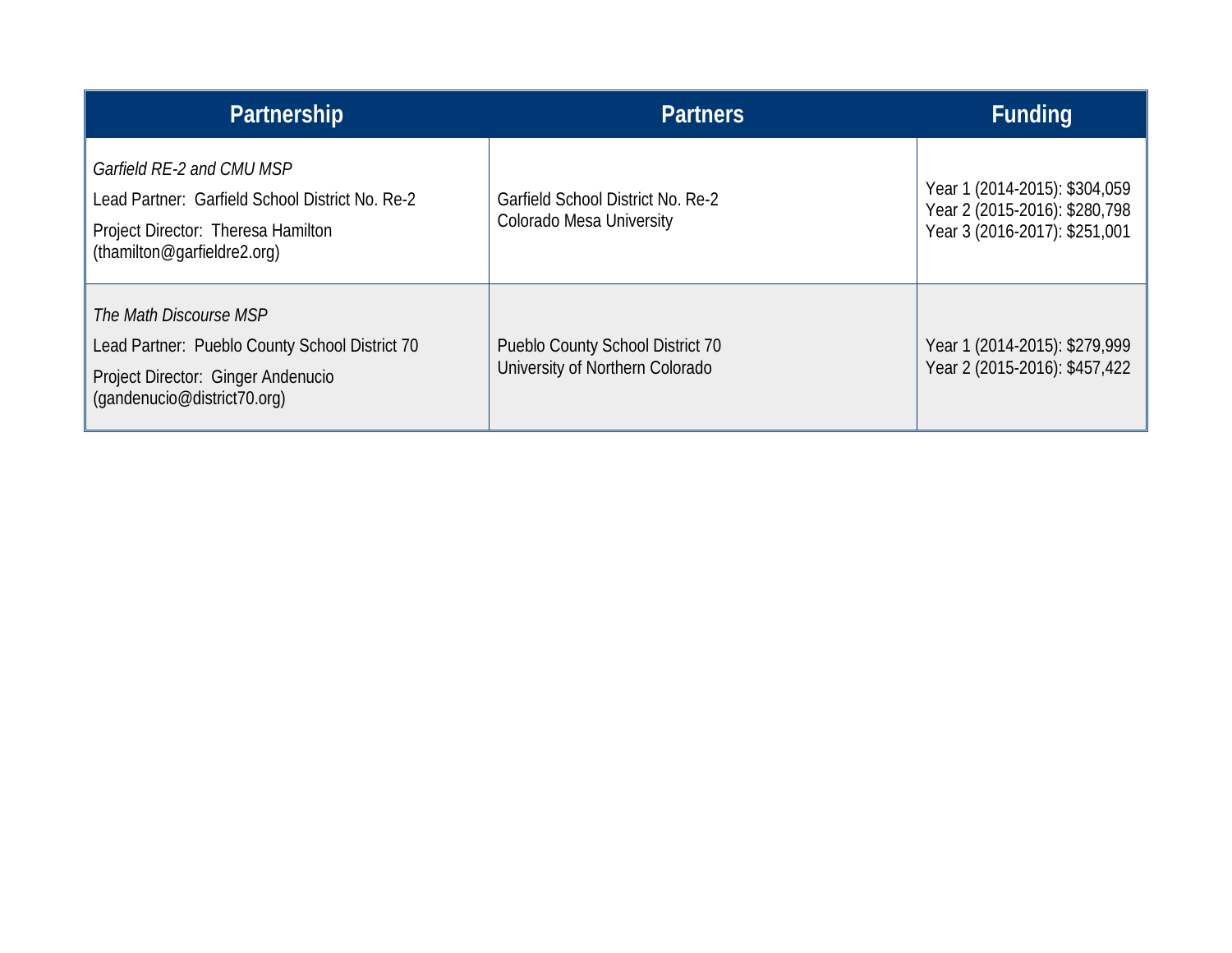| Partnership | Partners | Funding |
|---|---|---|
| *Garfield RE-2 and CMU MSP*<br>Lead Partner: Garfield School District No. Re-2<br>Project Director: Theresa Hamilton (thamilton@garfieldre2.org) | Garfield School District No. Re-2<br>Colorado Mesa University | Year 1 (2014-2015): $304,059<br>Year 2 (2015-2016): $280,798<br>Year 3 (2016-2017): $251,001 |
| *The Math Discourse MSP*<br>Lead Partner: Pueblo County School District 70<br>Project Director: Ginger Andenucio (gandenucio@district70.org) | Pueblo County School District 70<br>University of Northern Colorado | Year 1 (2014-2015): $279,999<br>Year 2 (2015-2016): $457,422 |